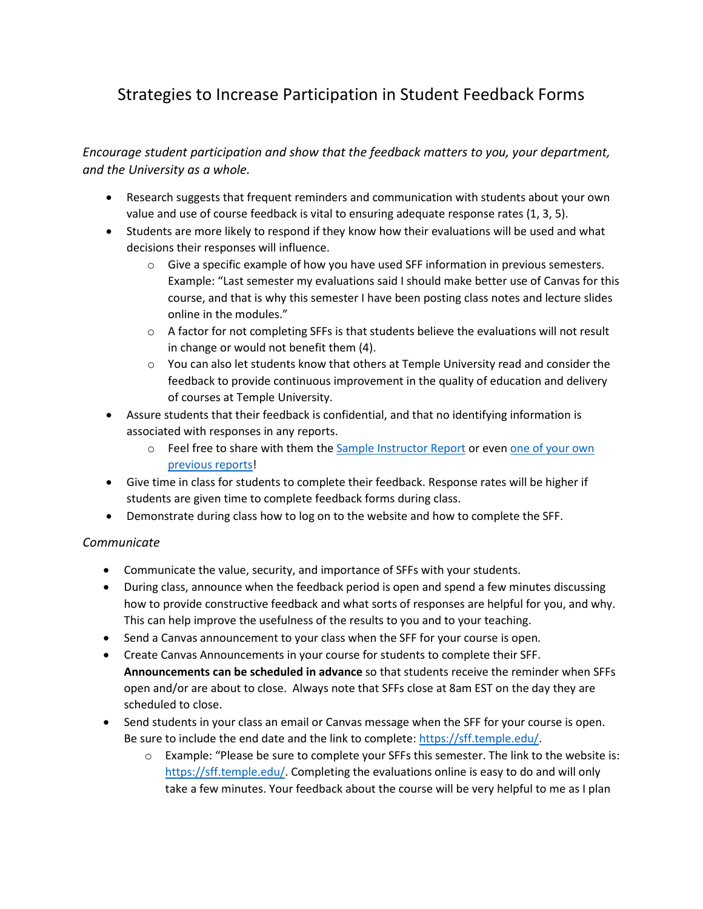# Strategies to Increase Participation in Student Feedback Forms

*Encourage student participation and show that the feedback matters to you, your department, and the University as a whole.*

- Research suggests that frequent reminders and communication with students about your own value and use of course feedback is vital to ensuring adequate response rates (1, 3, 5).
- Students are more likely to respond if they know how their evaluations will be used and what decisions their responses will influence.
  - Give a specific example of how you have used SFF information in previous semesters. Example: "Last semester my evaluations said I should make better use of Canvas for this course, and that is why this semester I have been posting class notes and lecture slides online in the modules."
  - A factor for not completing SFFs is that students believe the evaluations will not result in change or would not benefit them (4).
  - You can also let students know that others at Temple University read and consider the feedback to provide continuous improvement in the quality of education and delivery of courses at Temple University.
- Assure students that their feedback is confidential, and that no identifying information is associated with responses in any reports.
  - Feel free to share with them the Sample Instructor Report or even one of your own previous reports!
- Give time in class for students to complete their feedback. Response rates will be higher if students are given time to complete feedback forms during class.
- Demonstrate during class how to log on to the website and how to complete the SFF.

*Communicate*

- Communicate the value, security, and importance of SFFs with your students.
- During class, announce when the feedback period is open and spend a few minutes discussing how to provide constructive feedback and what sorts of responses are helpful for you, and why. This can help improve the usefulness of the results to you and to your teaching.
- Send a Canvas announcement to your class when the SFF for your course is open.
- Create Canvas Announcements in your course for students to complete their SFF. **Announcements can be scheduled in advance** so that students receive the reminder when SFFs open and/or are about to close. Always note that SFFs close at 8am EST on the day they are scheduled to close.
- Send students in your class an email or Canvas message when the SFF for your course is open. Be sure to include the end date and the link to complete: https://sff.temple.edu/.
  - Example: "Please be sure to complete your SFFs this semester. The link to the website is: https://sff.temple.edu/. Completing the evaluations online is easy to do and will only take a few minutes. Your feedback about the course will be very helpful to me as I plan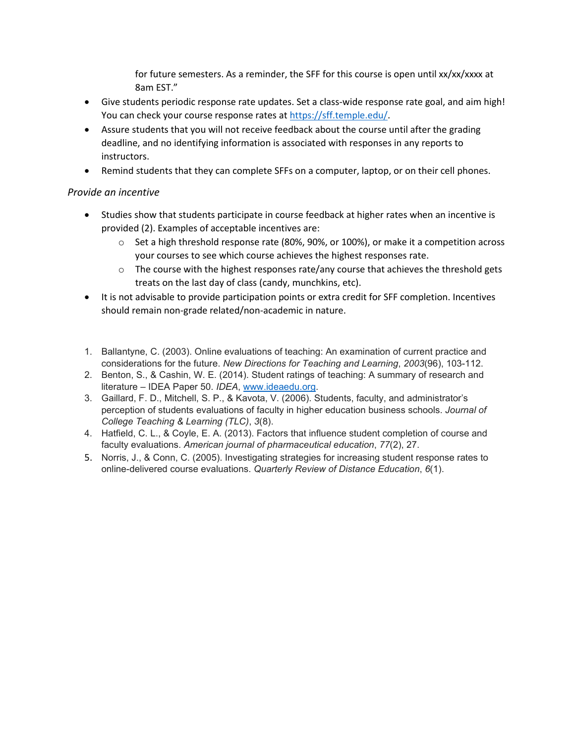for future semesters. As a reminder, the SFF for this course is open until xx/xx/xxxx at 8am EST."

- Give students periodic response rate updates. Set a class-wide response rate goal, and aim high! You can check your course response rates at [https://sff.temple.edu/](https://sff.temple.edu/).
- Assure students that you will not receive feedback about the course until after the grading deadline, and no identifying information is associated with responses in any reports to instructors.
- Remind students that they can complete SFFs on a computer, laptop, or on their cell phones.

*Provide an incentive*

- Studies show that students participate in course feedback at higher rates when an incentive is provided (2). Examples of acceptable incentives are:
    - Set a high threshold response rate (80%, 90%, or 100%), or make it a competition across your courses to see which course achieves the highest responses rate.
    - The course with the highest responses rate/any course that achieves the threshold gets treats on the last day of class (candy, munchkins, etc).
- It is not advisable to provide participation points or extra credit for SFF completion. Incentives should remain non-grade related/non-academic in nature.

1. Ballantyne, C. (2003). Online evaluations of teaching: An examination of current practice and considerations for the future. *New Directions for Teaching and Learning*, *2003*(96), 103-112.
2. Benton, S., & Cashin, W. E. (2014). Student ratings of teaching: A summary of research and literature – IDEA Paper 50. *IDEA*, [www.ideaedu.org](http://www.ideaedu.org).
3. Gaillard, F. D., Mitchell, S. P., & Kavota, V. (2006). Students, faculty, and administrator's perception of students evaluations of faculty in higher education business schools. *Journal of College Teaching & Learning (TLC)*, *3*(8).
4. Hatfield, C. L., & Coyle, E. A. (2013). Factors that influence student completion of course and faculty evaluations. *American journal of pharmaceutical education*, *77*(2), 27.
5. Norris, J., & Conn, C. (2005). Investigating strategies for increasing student response rates to online-delivered course evaluations. *Quarterly Review of Distance Education*, *6*(1).